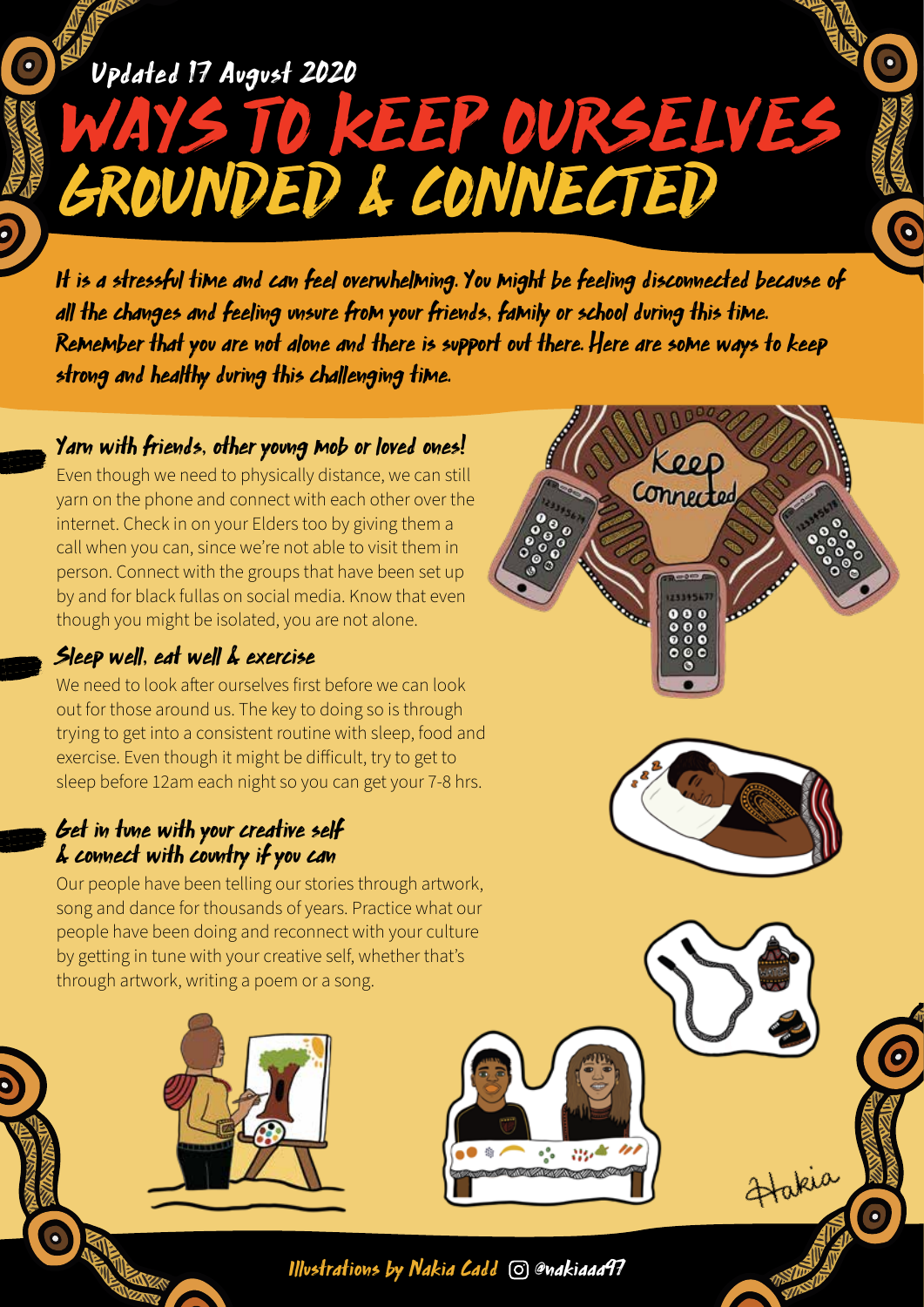Updated 17 August 2020

# WAYS TO KEEP OURSELVES GROUNDED & CONNECTED

It is a stressful time and can feel overwhelming. You might be feeling disconnected because of all the changes and feeling unsure from your friends, family or school during this time. Remember that you are not alone and there is support out there. Here are some ways to keep strong and healthy during this challenging time.

## Yarn with friends, other young mob or loved ones!

Even though we need to physically distance, we can still yarn on the phone and connect with each other over the internet. Check in on your Elders too by giving them a call when you can, since we're not able to visit them in person. Connect with the groups that have been set up by and for black fullas on social media. Know that even though you might be isolated, you are not alone.

## Sleep well, eat well & exercise

We need to look after ourselves first before we can look out for those around us. The key to doing so is through trying to get into a consistent routine with sleep, food and exercise. Even though it might be difficult, try to get to sleep before 12am each night so you can get your 7-8 hrs.

## Get in tune with your creative self & connect with country if you can

Our people have been telling our stories through artwork, song and dance for thousands of years. Practice what our people have been doing and reconnect with your culture by getting in tune with your creative self, whether that's through artwork, writing a poem or a song.

Illustrations by Nakia Cadd @nakiaaa97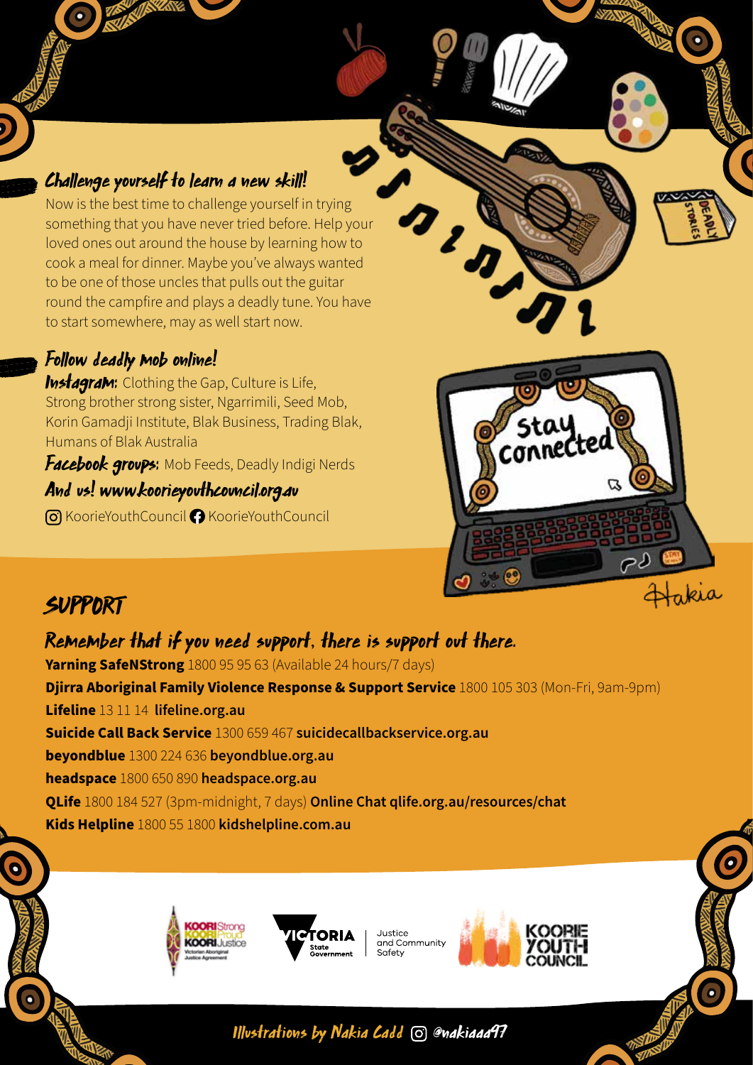### Challenge yourself to learn a new skill!

Now is the best time to challenge yourself in trying something that you have never tried before. Help your loved ones out around the house by learning how to cook a meal for dinner. Maybe you've always wanted to be one of those uncles that pulls out the guitar round the campfire and plays a deadly tune. You have to start somewhere, may as well start now.

### Follow deadly mob online!

**Instagram:** Clothing the Gap, Culture is Life, Strong brother strong sister, Ngarrimili, Seed Mob, Korin Gamadji Institute, Blak Business, Trading Blak, Humans of Blak Australia

**Facebook groups:** Mob Feeds, Deadly Indigi Nerds

**And us! www.koorieyouthcouncil.org.au**

KoorieYouthCouncil KoorieYouthCouncil

Stay connected

Nakia

## SUPPORT

### Remember that if you need support, there is support out there.

**Yarning SafeNStrong** 1800 95 95 63 (Available 24 hours/7 days)

**Djirra Aboriginal Family Violence Response & Support Service** 1800 105 303 (Mon-Fri, 9am-9pm)

**Lifeline** 13 11 14 **lifeline.org.au**

**Suicide Call Back Service** 1300 659 467 **suicidecallbackservice.org.au**

**beyondblue** 1300 224 636 **beyondblue.org.au**

**headspace** 1800 650 890 **headspace.org.au**

**QLife** 1800 184 527 (3pm-midnight, 7 days) **Online Chat qlife.org.au/resources/chat**

**Kids Helpline** 1800 55 1800 **kidshelpline.com.au**

KOORI Strong KOORI Proud KOORI Justice — Victorian Aboriginal Justice Agreement

VICTORIA State Government | Justice and Community Safety

KOORIE YOUTH COUNCIL

Illustrations by Nakia Cadd @nakiaaa97